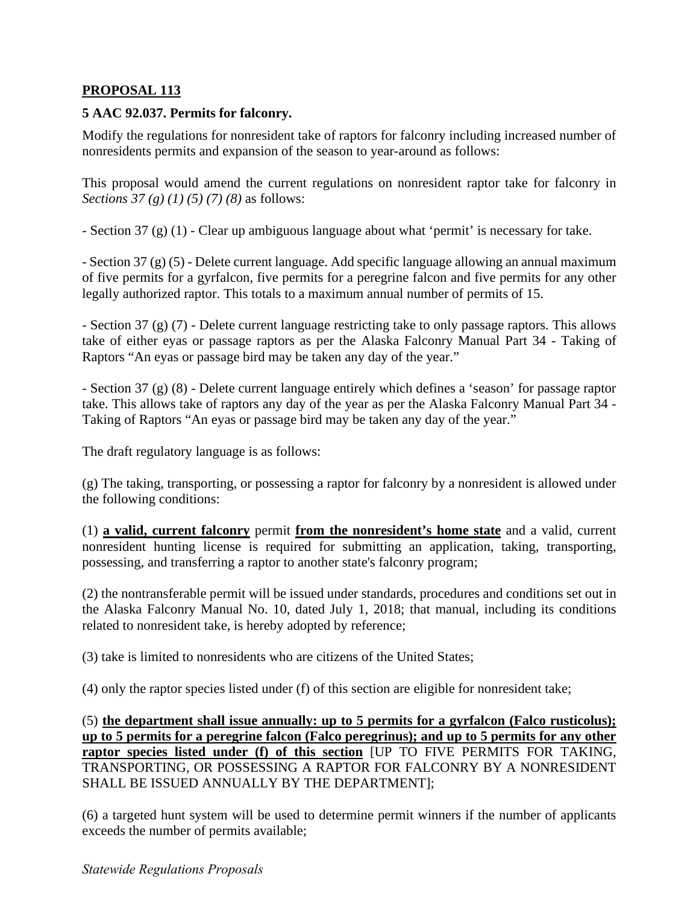## PROPOSAL 113

**5 AAC 92.037. Permits for falconry.**

Modify the regulations for nonresident take of raptors for falconry including increased number of nonresidents permits and expansion of the season to year-around as follows:

This proposal would amend the current regulations on nonresident raptor take for falconry in *Sections 37 (g) (1) (5) (7) (8)* as follows:

- Section 37 (g) (1) - Clear up ambiguous language about what 'permit' is necessary for take.

- Section 37 (g) (5) - Delete current language. Add specific language allowing an annual maximum of five permits for a gyrfalcon, five permits for a peregrine falcon and five permits for any other legally authorized raptor. This totals to a maximum annual number of permits of 15.

- Section 37 (g) (7) - Delete current language restricting take to only passage raptors. This allows take of either eyas or passage raptors as per the Alaska Falconry Manual Part 34 - Taking of Raptors "An eyas or passage bird may be taken any day of the year."

- Section 37 (g) (8) - Delete current language entirely which defines a 'season' for passage raptor take. This allows take of raptors any day of the year as per the Alaska Falconry Manual Part 34 - Taking of Raptors "An eyas or passage bird may be taken any day of the year."

The draft regulatory language is as follows:

(g) The taking, transporting, or possessing a raptor for falconry by a nonresident is allowed under the following conditions:

(1) **a valid, current falconry** permit **from the nonresident's home state** and a valid, current nonresident hunting license is required for submitting an application, taking, transporting, possessing, and transferring a raptor to another state's falconry program;

(2) the nontransferable permit will be issued under standards, procedures and conditions set out in the Alaska Falconry Manual No. 10, dated July 1, 2018; that manual, including its conditions related to nonresident take, is hereby adopted by reference;

(3) take is limited to nonresidents who are citizens of the United States;

(4) only the raptor species listed under (f) of this section are eligible for nonresident take;

(5) **the department shall issue annually: up to 5 permits for a gyrfalcon (Falco rusticolus); up to 5 permits for a peregrine falcon (Falco peregrinus); and up to 5 permits for any other raptor species listed under (f) of this section** [UP TO FIVE PERMITS FOR TAKING, TRANSPORTING, OR POSSESSING A RAPTOR FOR FALCONRY BY A NONRESIDENT SHALL BE ISSUED ANNUALLY BY THE DEPARTMENT];

(6) a targeted hunt system will be used to determine permit winners if the number of applicants exceeds the number of permits available;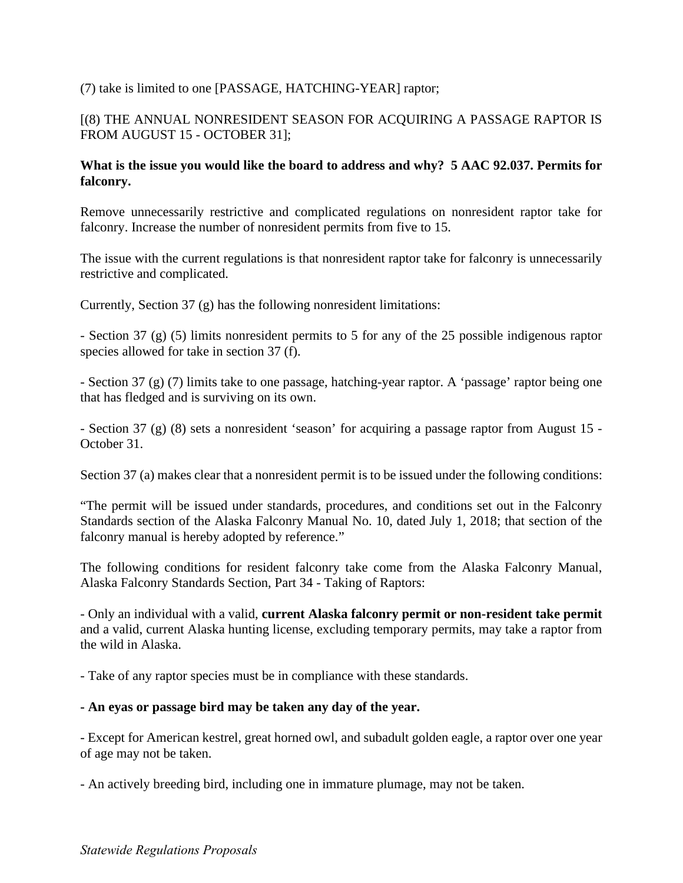(7) take is limited to one [PASSAGE, HATCHING-YEAR] raptor;

[(8) THE ANNUAL NONRESIDENT SEASON FOR ACQUIRING A PASSAGE RAPTOR IS FROM AUGUST 15 - OCTOBER 31];

**What is the issue you would like the board to address and why? 5 AAC 92.037. Permits for falconry.**

Remove unnecessarily restrictive and complicated regulations on nonresident raptor take for falconry. Increase the number of nonresident permits from five to 15.

The issue with the current regulations is that nonresident raptor take for falconry is unnecessarily restrictive and complicated.

Currently, Section 37 (g) has the following nonresident limitations:

- Section 37 (g) (5) limits nonresident permits to 5 for any of the 25 possible indigenous raptor species allowed for take in section 37 (f).

- Section 37 (g) (7) limits take to one passage, hatching-year raptor. A 'passage' raptor being one that has fledged and is surviving on its own.

- Section 37 (g) (8) sets a nonresident 'season' for acquiring a passage raptor from August 15 - October 31.

Section 37 (a) makes clear that a nonresident permit is to be issued under the following conditions:

"The permit will be issued under standards, procedures, and conditions set out in the Falconry Standards section of the Alaska Falconry Manual No. 10, dated July 1, 2018; that section of the falconry manual is hereby adopted by reference."

The following conditions for resident falconry take come from the Alaska Falconry Manual, Alaska Falconry Standards Section, Part 34 - Taking of Raptors:

- Only an individual with a valid, **current Alaska falconry permit or non-resident take permit** and a valid, current Alaska hunting license, excluding temporary permits, may take a raptor from the wild in Alaska.

- Take of any raptor species must be in compliance with these standards.

**- An eyas or passage bird may be taken any day of the year.**

- Except for American kestrel, great horned owl, and subadult golden eagle, a raptor over one year of age may not be taken.

- An actively breeding bird, including one in immature plumage, may not be taken.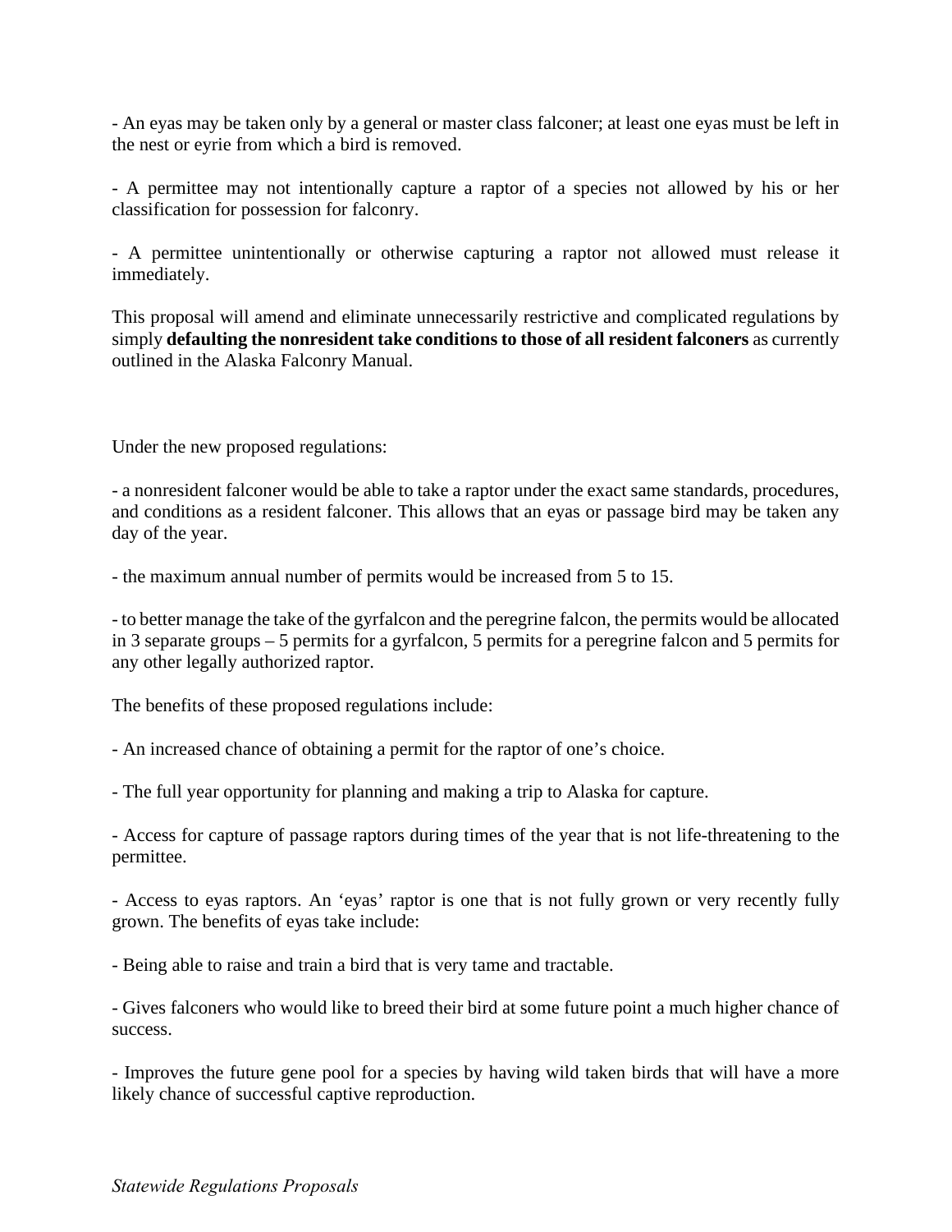- An eyas may be taken only by a general or master class falconer; at least one eyas must be left in the nest or eyrie from which a bird is removed.

- A permittee may not intentionally capture a raptor of a species not allowed by his or her classification for possession for falconry.

- A permittee unintentionally or otherwise capturing a raptor not allowed must release it immediately.

This proposal will amend and eliminate unnecessarily restrictive and complicated regulations by simply **defaulting the nonresident take conditions to those of all resident falconers** as currently outlined in the Alaska Falconry Manual.

Under the new proposed regulations:

- a nonresident falconer would be able to take a raptor under the exact same standards, procedures, and conditions as a resident falconer. This allows that an eyas or passage bird may be taken any day of the year.

- the maximum annual number of permits would be increased from 5 to 15.

- to better manage the take of the gyrfalcon and the peregrine falcon, the permits would be allocated in 3 separate groups – 5 permits for a gyrfalcon, 5 permits for a peregrine falcon and 5 permits for any other legally authorized raptor.

The benefits of these proposed regulations include:

- An increased chance of obtaining a permit for the raptor of one's choice.

- The full year opportunity for planning and making a trip to Alaska for capture.

- Access for capture of passage raptors during times of the year that is not life-threatening to the permittee.

- Access to eyas raptors. An 'eyas' raptor is one that is not fully grown or very recently fully grown. The benefits of eyas take include:

- Being able to raise and train a bird that is very tame and tractable.

- Gives falconers who would like to breed their bird at some future point a much higher chance of success.

- Improves the future gene pool for a species by having wild taken birds that will have a more likely chance of successful captive reproduction.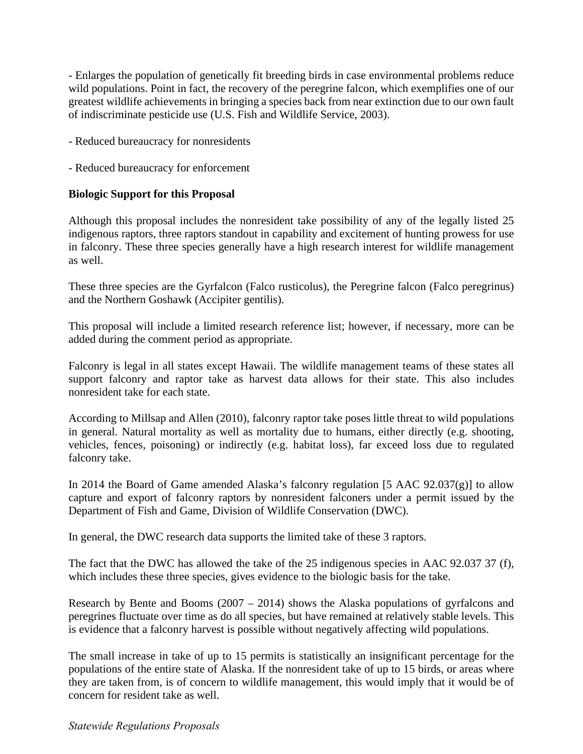- Enlarges the population of genetically fit breeding birds in case environmental problems reduce wild populations. Point in fact, the recovery of the peregrine falcon, which exemplifies one of our greatest wildlife achievements in bringing a species back from near extinction due to our own fault of indiscriminate pesticide use (U.S. Fish and Wildlife Service, 2003).

- Reduced bureaucracy for nonresidents

- Reduced bureaucracy for enforcement

**Biologic Support for this Proposal**

Although this proposal includes the nonresident take possibility of any of the legally listed 25 indigenous raptors, three raptors standout in capability and excitement of hunting prowess for use in falconry. These three species generally have a high research interest for wildlife management as well.

These three species are the Gyrfalcon (Falco rusticolus), the Peregrine falcon (Falco peregrinus) and the Northern Goshawk (Accipiter gentilis).

This proposal will include a limited research reference list; however, if necessary, more can be added during the comment period as appropriate.

Falconry is legal in all states except Hawaii. The wildlife management teams of these states all support falconry and raptor take as harvest data allows for their state. This also includes nonresident take for each state.

According to Millsap and Allen (2010), falconry raptor take poses little threat to wild populations in general. Natural mortality as well as mortality due to humans, either directly (e.g. shooting, vehicles, fences, poisoning) or indirectly (e.g. habitat loss), far exceed loss due to regulated falconry take.

In 2014 the Board of Game amended Alaska's falconry regulation [5 AAC 92.037(g)] to allow capture and export of falconry raptors by nonresident falconers under a permit issued by the Department of Fish and Game, Division of Wildlife Conservation (DWC).

In general, the DWC research data supports the limited take of these 3 raptors.

The fact that the DWC has allowed the take of the 25 indigenous species in AAC 92.037 37 (f), which includes these three species, gives evidence to the biologic basis for the take.

Research by Bente and Booms (2007 – 2014) shows the Alaska populations of gyrfalcons and peregrines fluctuate over time as do all species, but have remained at relatively stable levels. This is evidence that a falconry harvest is possible without negatively affecting wild populations.

The small increase in take of up to 15 permits is statistically an insignificant percentage for the populations of the entire state of Alaska. If the nonresident take of up to 15 birds, or areas where they are taken from, is of concern to wildlife management, this would imply that it would be of concern for resident take as well.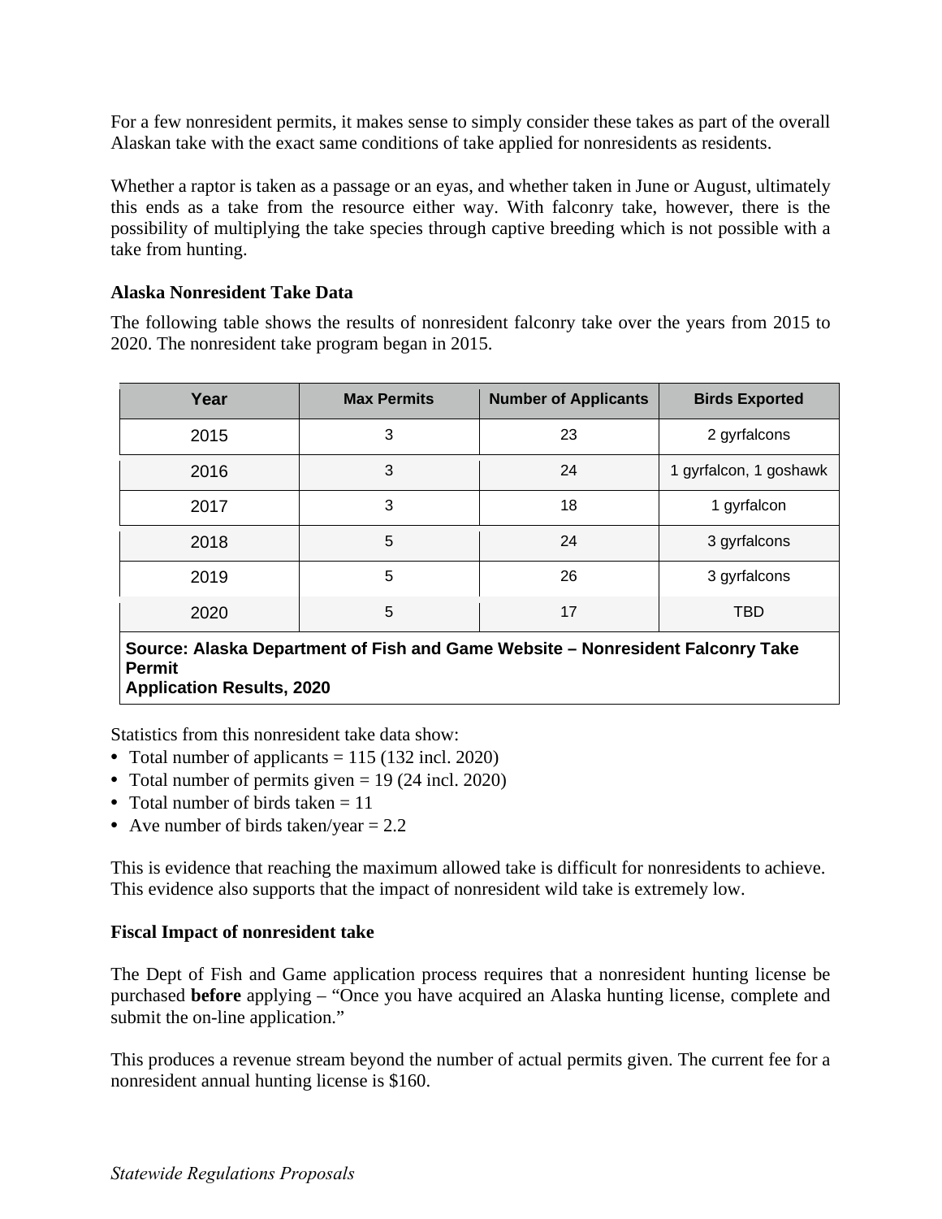For a few nonresident permits, it makes sense to simply consider these takes as part of the overall Alaskan take with the exact same conditions of take applied for nonresidents as residents.

Whether a raptor is taken as a passage or an eyas, and whether taken in June or August, ultimately this ends as a take from the resource either way. With falconry take, however, there is the possibility of multiplying the take species through captive breeding which is not possible with a take from hunting.

**Alaska Nonresident Take Data**

The following table shows the results of nonresident falconry take over the years from 2015 to 2020. The nonresident take program began in 2015.

| Year | Max Permits | Number of Applicants | Birds Exported |
|---|---|---|---|
| 2015 | 3 | 23 | 2 gyrfalcons |
| 2016 | 3 | 24 | 1 gyrfalcon, 1 goshawk |
| 2017 | 3 | 18 | 1 gyrfalcon |
| 2018 | 5 | 24 | 3 gyrfalcons |
| 2019 | 5 | 26 | 3 gyrfalcons |
| 2020 | 5 | 17 | TBD |

**Source: Alaska Department of Fish and Game Website – Nonresident Falconry Take Permit Application Results, 2020**

Statistics from this nonresident take data show:

- Total number of applicants = 115 (132 incl. 2020)
- Total number of permits given = 19 (24 incl. 2020)
- Total number of birds taken = 11
- Ave number of birds taken/year = 2.2

This is evidence that reaching the maximum allowed take is difficult for nonresidents to achieve. This evidence also supports that the impact of nonresident wild take is extremely low.

**Fiscal Impact of nonresident take**

The Dept of Fish and Game application process requires that a nonresident hunting license be purchased **before** applying – "Once you have acquired an Alaska hunting license, complete and submit the on-line application."

This produces a revenue stream beyond the number of actual permits given. The current fee for a nonresident annual hunting license is $160.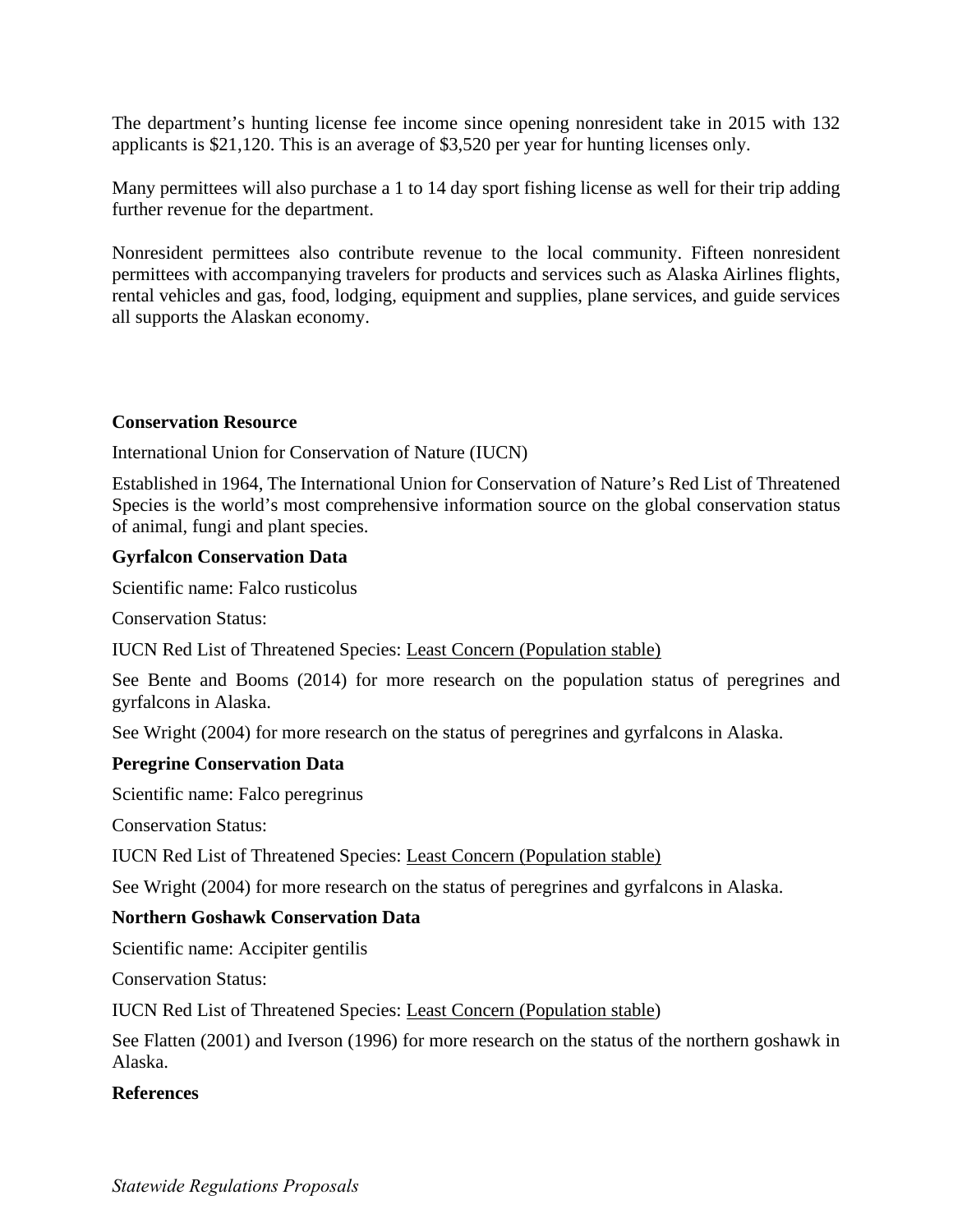The department’s hunting license fee income since opening nonresident take in 2015 with 132 applicants is $21,120. This is an average of $3,520 per year for hunting licenses only.

Many permittees will also purchase a 1 to 14 day sport fishing license as well for their trip adding further revenue for the department.

Nonresident permittees also contribute revenue to the local community. Fifteen nonresident permittees with accompanying travelers for products and services such as Alaska Airlines flights, rental vehicles and gas, food, lodging, equipment and supplies, plane services, and guide services all supports the Alaskan economy.

**Conservation Resource**

International Union for Conservation of Nature (IUCN)

Established in 1964, The International Union for Conservation of Nature’s Red List of Threatened Species is the world’s most comprehensive information source on the global conservation status of animal, fungi and plant species.

**Gyrfalcon Conservation Data**

Scientific name: Falco rusticolus

Conservation Status:

IUCN Red List of Threatened Species: Least Concern (Population stable)

See Bente and Booms (2014) for more research on the population status of peregrines and gyrfalcons in Alaska.

See Wright (2004) for more research on the status of peregrines and gyrfalcons in Alaska.

**Peregrine Conservation Data**

Scientific name: Falco peregrinus

Conservation Status:

IUCN Red List of Threatened Species: Least Concern (Population stable)

See Wright (2004) for more research on the status of peregrines and gyrfalcons in Alaska.

**Northern Goshawk Conservation Data**

Scientific name: Accipiter gentilis

Conservation Status:

IUCN Red List of Threatened Species: Least Concern (Population stable)

See Flatten (2001) and Iverson (1996) for more research on the status of the northern goshawk in Alaska.

**References**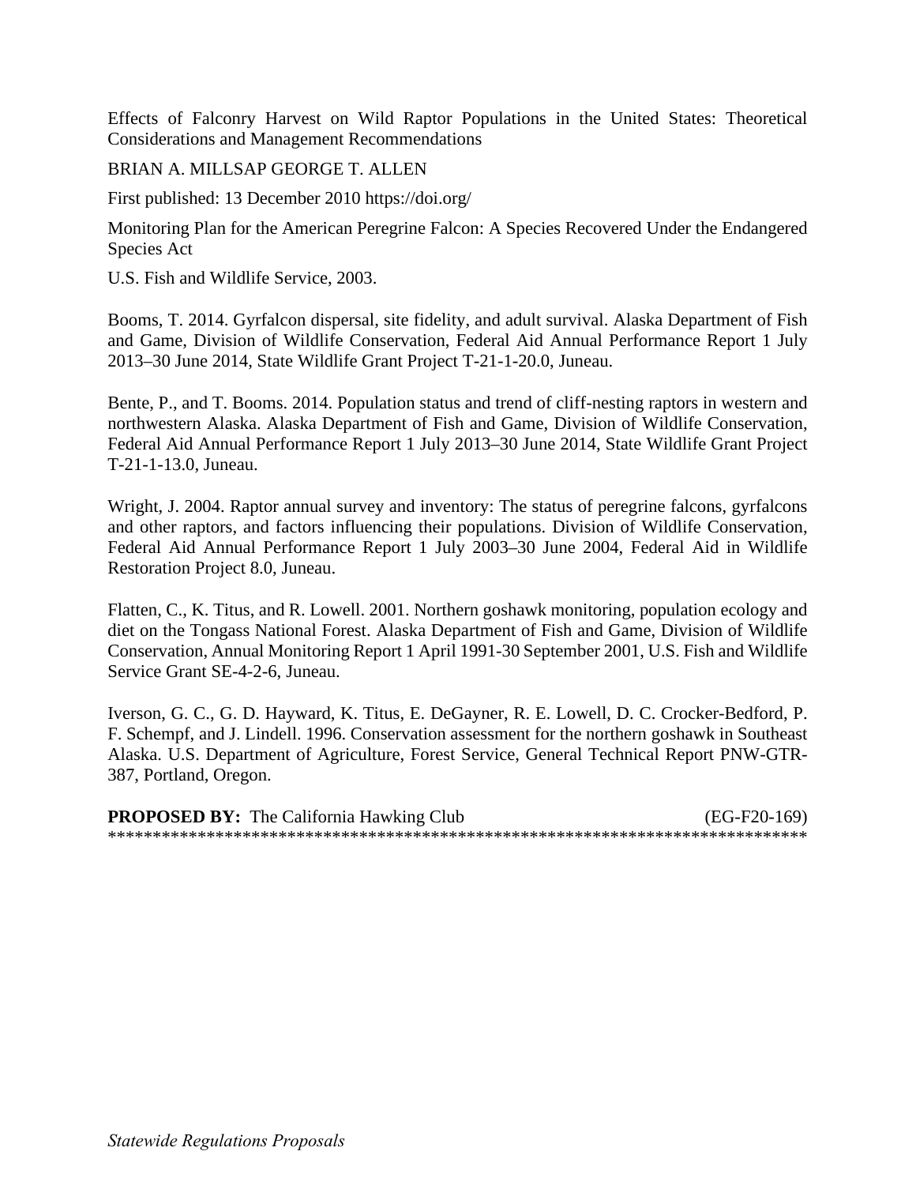Effects of Falconry Harvest on Wild Raptor Populations in the United States: Theoretical Considerations and Management Recommendations

BRIAN A. MILLSAP GEORGE T. ALLEN

First published: 13 December 2010 https://doi.org/

Monitoring Plan for the American Peregrine Falcon: A Species Recovered Under the Endangered Species Act

U.S. Fish and Wildlife Service, 2003.

Booms, T. 2014. Gyrfalcon dispersal, site fidelity, and adult survival. Alaska Department of Fish and Game, Division of Wildlife Conservation, Federal Aid Annual Performance Report 1 July 2013–30 June 2014, State Wildlife Grant Project T-21-1-20.0, Juneau.

Bente, P., and T. Booms. 2014. Population status and trend of cliff-nesting raptors in western and northwestern Alaska. Alaska Department of Fish and Game, Division of Wildlife Conservation, Federal Aid Annual Performance Report 1 July 2013–30 June 2014, State Wildlife Grant Project T-21-1-13.0, Juneau.

Wright, J. 2004. Raptor annual survey and inventory: The status of peregrine falcons, gyrfalcons and other raptors, and factors influencing their populations. Division of Wildlife Conservation, Federal Aid Annual Performance Report 1 July 2003–30 June 2004, Federal Aid in Wildlife Restoration Project 8.0, Juneau.

Flatten, C., K. Titus, and R. Lowell. 2001. Northern goshawk monitoring, population ecology and diet on the Tongass National Forest. Alaska Department of Fish and Game, Division of Wildlife Conservation, Annual Monitoring Report 1 April 1991-30 September 2001, U.S. Fish and Wildlife Service Grant SE-4-2-6, Juneau.

Iverson, G. C., G. D. Hayward, K. Titus, E. DeGayner, R. E. Lowell, D. C. Crocker-Bedford, P. F. Schempf, and J. Lindell. 1996. Conservation assessment for the northern goshawk in Southeast Alaska. U.S. Department of Agriculture, Forest Service, General Technical Report PNW-GTR-387, Portland, Oregon.

**PROPOSED BY:** The California Hawking Club (EG-F20-169)

******************************************************************************